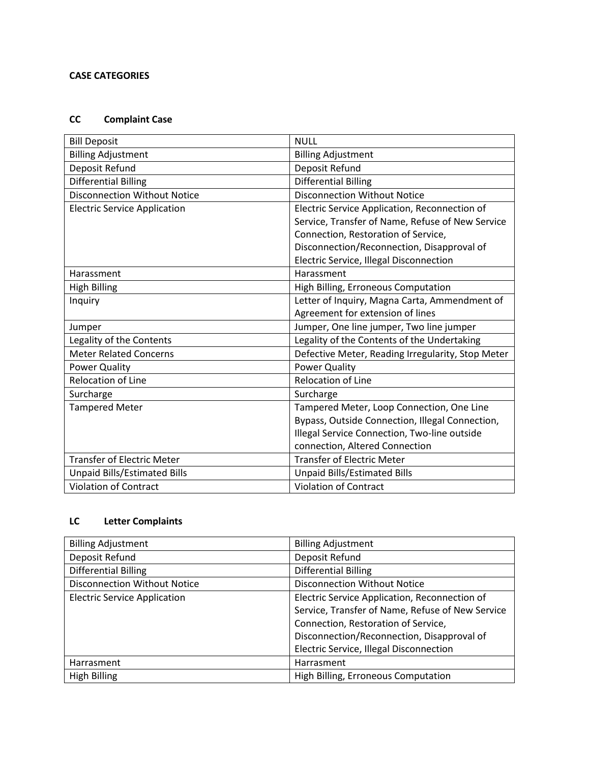**CASE CATEGORIES**

**CC Complaint Case**

| | |
|---|---|
| Bill Deposit | NULL |
| Billing Adjustment | Billing Adjustment |
| Deposit Refund | Deposit Refund |
| Differential Billing | Differential Billing |
| Disconnection Without Notice | Disconnection Without Notice |
| Electric Service Application | Electric Service Application, Reconnection of Service, Transfer of Name, Refuse of New Service Connection, Restoration of Service, Disconnection/Reconnection, Disapproval of Electric Service, Illegal Disconnection |
| Harassment | Harassment |
| High Billing | High Billing, Erroneous Computation |
| Inquiry | Letter of Inquiry, Magna Carta, Ammendment of Agreement for extension of lines |
| Jumper | Jumper, One line jumper, Two line jumper |
| Legality of the Contents | Legality of the Contents of the Undertaking |
| Meter Related Concerns | Defective Meter, Reading Irregularity, Stop Meter |
| Power Quality | Power Quality |
| Relocation of Line | Relocation of Line |
| Surcharge | Surcharge |
| Tampered Meter | Tampered Meter, Loop Connection, One Line Bypass, Outside Connection, Illegal Connection, Illegal Service Connection, Two-line outside connection, Altered Connection |
| Transfer of Electric Meter | Transfer of Electric Meter |
| Unpaid Bills/Estimated Bills | Unpaid Bills/Estimated Bills |
| Violation of Contract | Violation of Contract |

**LC Letter Complaints**

| | |
|---|---|
| Billing Adjustment | Billing Adjustment |
| Deposit Refund | Deposit Refund |
| Differential Billing | Differential Billing |
| Disconnection Without Notice | Disconnection Without Notice |
| Electric Service Application | Electric Service Application, Reconnection of Service, Transfer of Name, Refuse of New Service Connection, Restoration of Service, Disconnection/Reconnection, Disapproval of Electric Service, Illegal Disconnection |
| Harrasment | Harrasment |
| High Billing | High Billing, Erroneous Computation |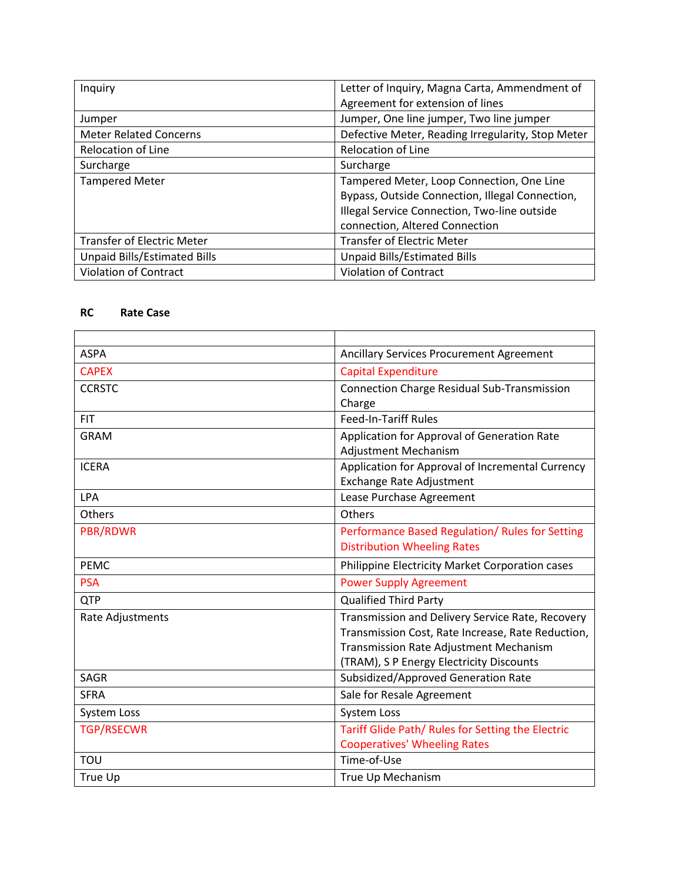| | |
|---|---|
| Inquiry | Letter of Inquiry, Magna Carta, Ammendment of Agreement for extension of lines |
| Jumper | Jumper, One line jumper, Two line jumper |
| Meter Related Concerns | Defective Meter, Reading Irregularity, Stop Meter |
| Relocation of Line | Relocation of Line |
| Surcharge | Surcharge |
| Tampered Meter | Tampered Meter, Loop Connection, One Line Bypass, Outside Connection, Illegal Connection, Illegal Service Connection, Two-line outside connection, Altered Connection |
| Transfer of Electric Meter | Transfer of Electric Meter |
| Unpaid Bills/Estimated Bills | Unpaid Bills/Estimated Bills |
| Violation of Contract | Violation of Contract |

**RC Rate Case**

| | |
|---|---|
| ASPA | Ancillary Services Procurement Agreement |
| CAPEX | Capital Expenditure |
| CCRSTC | Connection Charge Residual Sub-Transmission Charge |
| FIT | Feed-In-Tariff Rules |
| GRAM | Application for Approval of Generation Rate Adjustment Mechanism |
| ICERA | Application for Approval of Incremental Currency Exchange Rate Adjustment |
| LPA | Lease Purchase Agreement |
| Others | Others |
| PBR/RDWR | Performance Based Regulation/ Rules for Setting Distribution Wheeling Rates |
| PEMC | Philippine Electricity Market Corporation cases |
| PSA | Power Supply Agreement |
| QTP | Qualified Third Party |
| Rate Adjustments | Transmission and Delivery Service Rate, Recovery Transmission Cost, Rate Increase, Rate Reduction, Transmission Rate Adjustment Mechanism (TRAM), S P Energy Electricity Discounts |
| SAGR | Subsidized/Approved Generation Rate |
| SFRA | Sale for Resale Agreement |
| System Loss | System Loss |
| TGP/RSECWR | Tariff Glide Path/ Rules for Setting the Electric Cooperatives' Wheeling Rates |
| TOU | Time-of-Use |
| True Up | True Up Mechanism |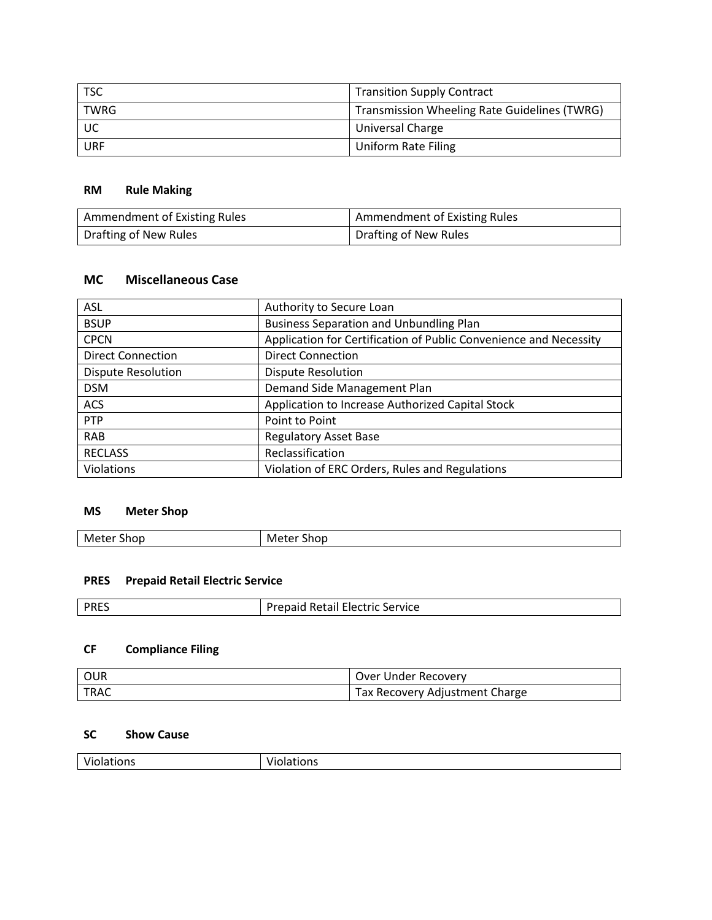| | |
|---|---|
| TSC | Transition Supply Contract |
| TWRG | Transmission Wheeling Rate Guidelines (TWRG) |
| UC | Universal Charge |
| URF | Uniform Rate Filing |

### RM Rule Making

| | |
|---|---|
| Ammendment of Existing Rules | Ammendment of Existing Rules |
| Drafting of New Rules | Drafting of New Rules |

### MC Miscellaneous Case

| | |
|---|---|
| ASL | Authority to Secure Loan |
| BSUP | Business Separation and Unbundling Plan |
| CPCN | Application for Certification of Public Convenience and Necessity |
| Direct Connection | Direct Connection |
| Dispute Resolution | Dispute Resolution |
| DSM | Demand Side Management Plan |
| ACS | Application to Increase Authorized Capital Stock |
| PTP | Point to Point |
| RAB | Regulatory Asset Base |
| RECLASS | Reclassification |
| Violations | Violation of ERC Orders, Rules and Regulations |

### MS Meter Shop

| | |
|---|---|
| Meter Shop | Meter Shop |

### PRES Prepaid Retail Electric Service

| | |
|---|---|
| PRES | Prepaid Retail Electric Service |

### CF Compliance Filing

| | |
|---|---|
| OUR | Over Under Recovery |
| TRAC | Tax Recovery Adjustment Charge |

### SC Show Cause

| | |
|---|---|
| Violations | Violations |